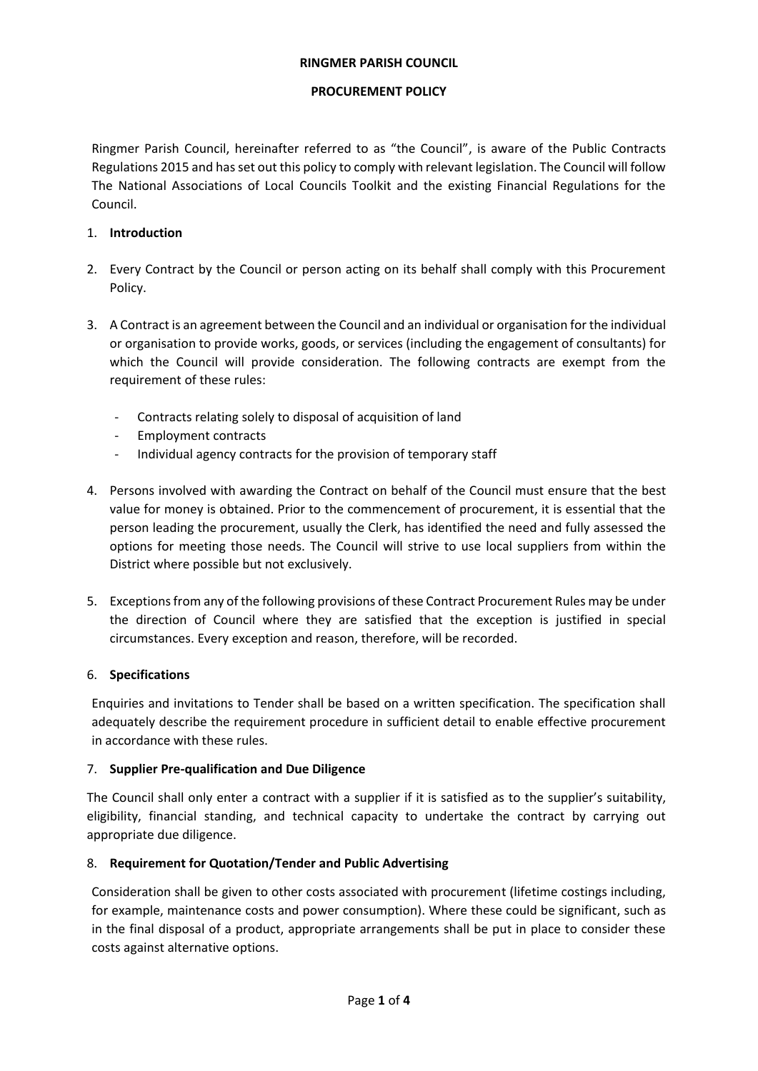**RINGMER PARISH COUNCIL**

**PROCUREMENT POLICY**

Ringmer Parish Council, hereinafter referred to as "the Council", is aware of the Public Contracts Regulations 2015 and has set out this policy to comply with relevant legislation. The Council will follow The National Associations of Local Councils Toolkit and the existing Financial Regulations for the Council.

1. **Introduction**

2. Every Contract by the Council or person acting on its behalf shall comply with this Procurement Policy.

3. A Contract is an agreement between the Council and an individual or organisation for the individual or organisation to provide works, goods, or services (including the engagement of consultants) for which the Council will provide consideration. The following contracts are exempt from the requirement of these rules:

   - Contracts relating solely to disposal of acquisition of land
   - Employment contracts
   - Individual agency contracts for the provision of temporary staff

4. Persons involved with awarding the Contract on behalf of the Council must ensure that the best value for money is obtained. Prior to the commencement of procurement, it is essential that the person leading the procurement, usually the Clerk, has identified the need and fully assessed the options for meeting those needs. The Council will strive to use local suppliers from within the District where possible but not exclusively.

5. Exceptions from any of the following provisions of these Contract Procurement Rules may be under the direction of Council where they are satisfied that the exception is justified in special circumstances. Every exception and reason, therefore, will be recorded.

6. **Specifications**

   Enquiries and invitations to Tender shall be based on a written specification. The specification shall adequately describe the requirement procedure in sufficient detail to enable effective procurement in accordance with these rules.

7. **Supplier Pre-qualification and Due Diligence**

   The Council shall only enter a contract with a supplier if it is satisfied as to the supplier's suitability, eligibility, financial standing, and technical capacity to undertake the contract by carrying out appropriate due diligence.

8. **Requirement for Quotation/Tender and Public Advertising**

   Consideration shall be given to other costs associated with procurement (lifetime costings including, for example, maintenance costs and power consumption). Where these could be significant, such as in the final disposal of a product, appropriate arrangements shall be put in place to consider these costs against alternative options.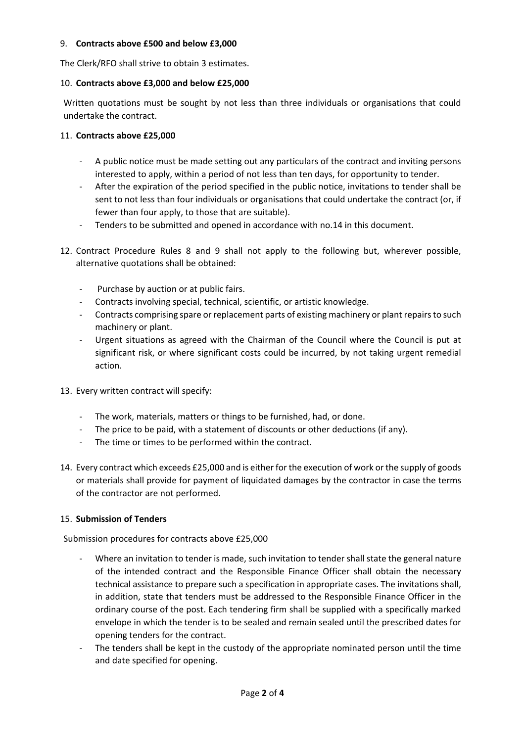9. **Contracts above £500 and below £3,000**

The Clerk/RFO shall strive to obtain 3 estimates.

10. **Contracts above £3,000 and below £25,000**

Written quotations must be sought by not less than three individuals or organisations that could undertake the contract.

11. **Contracts above £25,000**

- A public notice must be made setting out any particulars of the contract and inviting persons interested to apply, within a period of not less than ten days, for opportunity to tender.
- After the expiration of the period specified in the public notice, invitations to tender shall be sent to not less than four individuals or organisations that could undertake the contract (or, if fewer than four apply, to those that are suitable).
- Tenders to be submitted and opened in accordance with no.14 in this document.

12. Contract Procedure Rules 8 and 9 shall not apply to the following but, wherever possible, alternative quotations shall be obtained:

- Purchase by auction or at public fairs.
- Contracts involving special, technical, scientific, or artistic knowledge.
- Contracts comprising spare or replacement parts of existing machinery or plant repairs to such machinery or plant.
- Urgent situations as agreed with the Chairman of the Council where the Council is put at significant risk, or where significant costs could be incurred, by not taking urgent remedial action.

13. Every written contract will specify:

- The work, materials, matters or things to be furnished, had, or done.
- The price to be paid, with a statement of discounts or other deductions (if any).
- The time or times to be performed within the contract.

14. Every contract which exceeds £25,000 and is either for the execution of work or the supply of goods or materials shall provide for payment of liquidated damages by the contractor in case the terms of the contractor are not performed.

15. **Submission of Tenders**

Submission procedures for contracts above £25,000

- Where an invitation to tender is made, such invitation to tender shall state the general nature of the intended contract and the Responsible Finance Officer shall obtain the necessary technical assistance to prepare such a specification in appropriate cases. The invitations shall, in addition, state that tenders must be addressed to the Responsible Finance Officer in the ordinary course of the post. Each tendering firm shall be supplied with a specifically marked envelope in which the tender is to be sealed and remain sealed until the prescribed dates for opening tenders for the contract.
- The tenders shall be kept in the custody of the appropriate nominated person until the time and date specified for opening.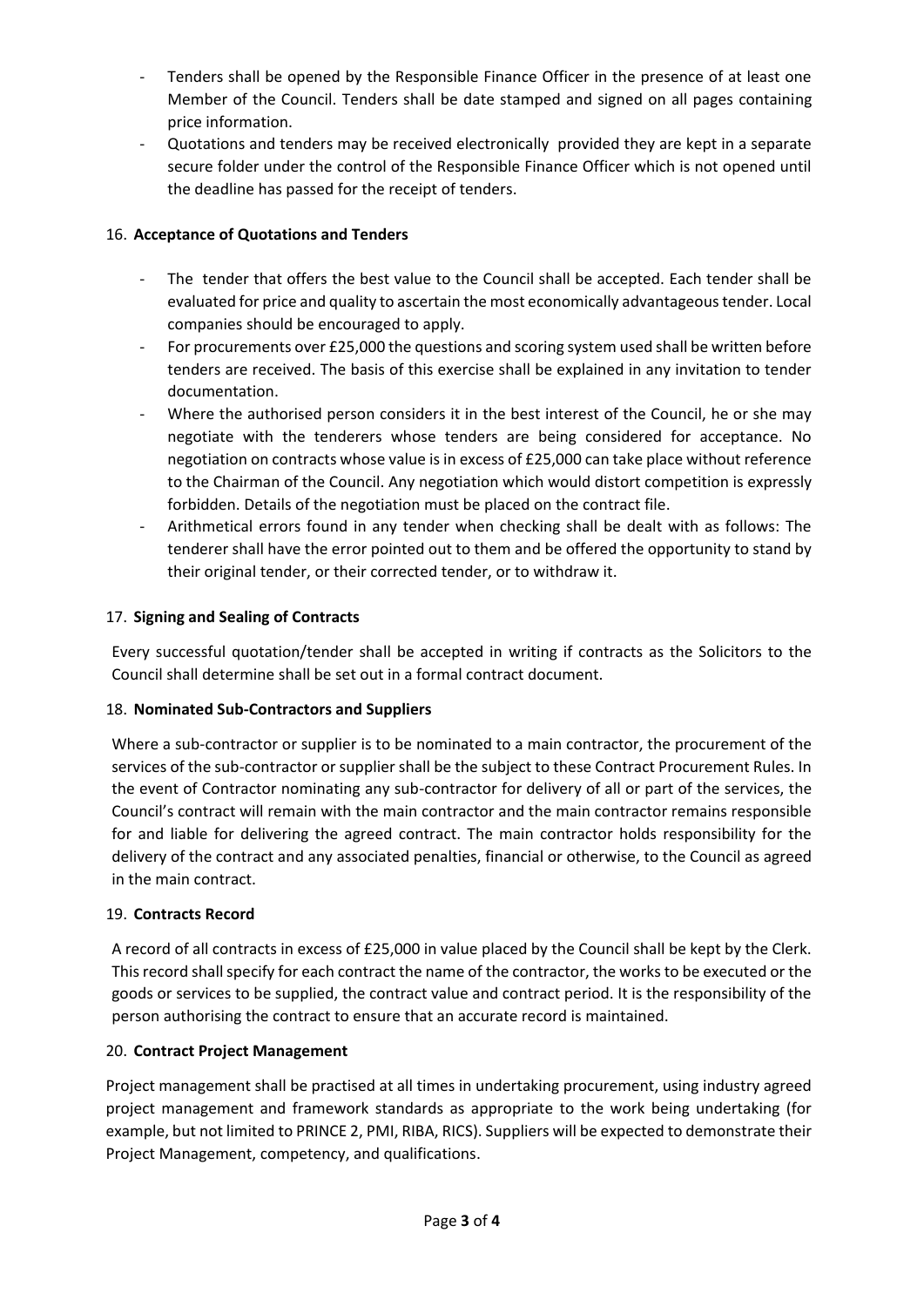- Tenders shall be opened by the Responsible Finance Officer in the presence of at least one Member of the Council. Tenders shall be date stamped and signed on all pages containing price information.
- Quotations and tenders may be received electronically provided they are kept in a separate secure folder under the control of the Responsible Finance Officer which is not opened until the deadline has passed for the receipt of tenders.

16. **Acceptance of Quotations and Tenders**

- The tender that offers the best value to the Council shall be accepted. Each tender shall be evaluated for price and quality to ascertain the most economically advantageous tender. Local companies should be encouraged to apply.
- For procurements over £25,000 the questions and scoring system used shall be written before tenders are received. The basis of this exercise shall be explained in any invitation to tender documentation.
- Where the authorised person considers it in the best interest of the Council, he or she may negotiate with the tenderers whose tenders are being considered for acceptance. No negotiation on contracts whose value is in excess of £25,000 can take place without reference to the Chairman of the Council. Any negotiation which would distort competition is expressly forbidden. Details of the negotiation must be placed on the contract file.
- Arithmetical errors found in any tender when checking shall be dealt with as follows: The tenderer shall have the error pointed out to them and be offered the opportunity to stand by their original tender, or their corrected tender, or to withdraw it.

17. **Signing and Sealing of Contracts**

Every successful quotation/tender shall be accepted in writing if contracts as the Solicitors to the Council shall determine shall be set out in a formal contract document.

18. **Nominated Sub-Contractors and Suppliers**

Where a sub-contractor or supplier is to be nominated to a main contractor, the procurement of the services of the sub-contractor or supplier shall be the subject to these Contract Procurement Rules. In the event of Contractor nominating any sub-contractor for delivery of all or part of the services, the Council's contract will remain with the main contractor and the main contractor remains responsible for and liable for delivering the agreed contract. The main contractor holds responsibility for the delivery of the contract and any associated penalties, financial or otherwise, to the Council as agreed in the main contract.

19. **Contracts Record**

A record of all contracts in excess of £25,000 in value placed by the Council shall be kept by the Clerk. This record shall specify for each contract the name of the contractor, the works to be executed or the goods or services to be supplied, the contract value and contract period. It is the responsibility of the person authorising the contract to ensure that an accurate record is maintained.

20. **Contract Project Management**

Project management shall be practised at all times in undertaking procurement, using industry agreed project management and framework standards as appropriate to the work being undertaking (for example, but not limited to PRINCE 2, PMI, RIBA, RICS). Suppliers will be expected to demonstrate their Project Management, competency, and qualifications.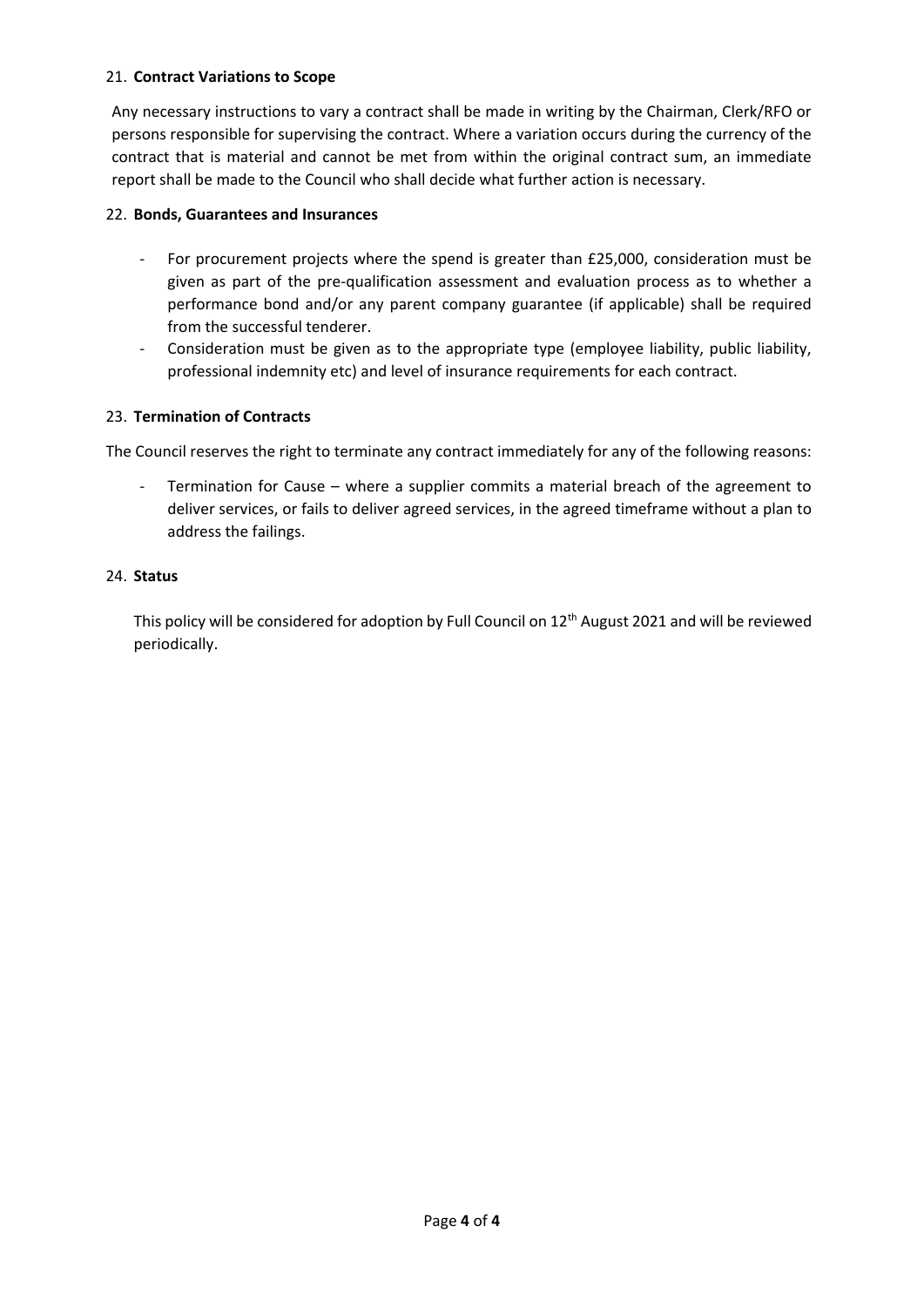## 21. **Contract Variations to Scope**

Any necessary instructions to vary a contract shall be made in writing by the Chairman, Clerk/RFO or persons responsible for supervising the contract. Where a variation occurs during the currency of the contract that is material and cannot be met from within the original contract sum, an immediate report shall be made to the Council who shall decide what further action is necessary.

## 22. **Bonds, Guarantees and Insurances**

- For procurement projects where the spend is greater than £25,000, consideration must be given as part of the pre-qualification assessment and evaluation process as to whether a performance bond and/or any parent company guarantee (if applicable) shall be required from the successful tenderer.
- Consideration must be given as to the appropriate type (employee liability, public liability, professional indemnity etc) and level of insurance requirements for each contract.

## 23. **Termination of Contracts**

The Council reserves the right to terminate any contract immediately for any of the following reasons:

- Termination for Cause – where a supplier commits a material breach of the agreement to deliver services, or fails to deliver agreed services, in the agreed timeframe without a plan to address the failings.

## 24. **Status**

This policy will be considered for adoption by Full Council on 12th August 2021 and will be reviewed periodically.